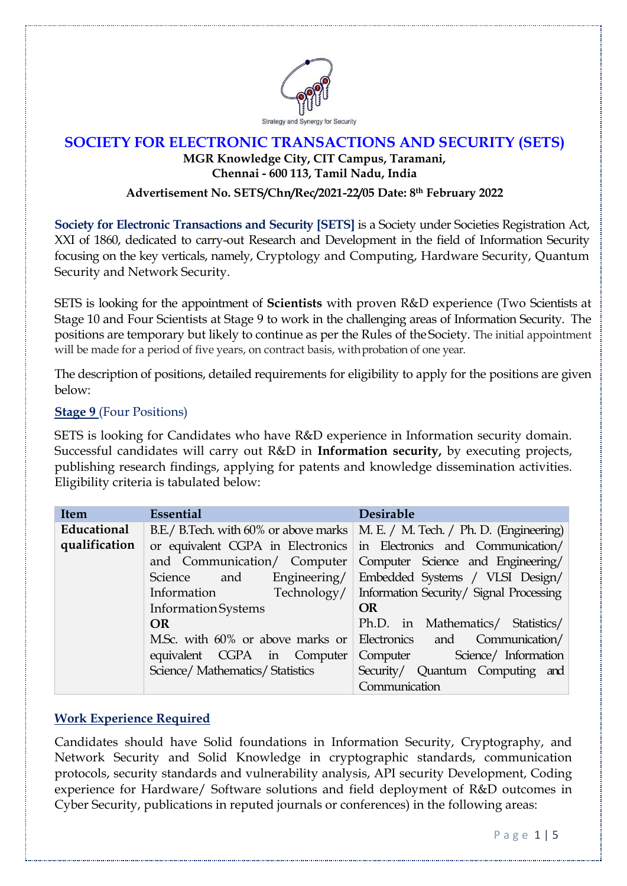Strategy and Synergy for Security

# SOCIETY FOR ELECTRONIC TRANSACTIONS AND SECURITY (SETS)

**MGR Knowledge City, CIT Campus, Taramani, Chennai - 600 113, Tamil Nadu, India**

**Advertisement No. SETS/Chn/Rec/2021-22/05 Date: 8th February 2022**

**Society for Electronic Transactions and Security [SETS]** is a Society under Societies Registration Act, XXI of 1860, dedicated to carry-out Research and Development in the field of Information Security focusing on the key verticals, namely, Cryptology and Computing, Hardware Security, Quantum Security and Network Security.

SETS is looking for the appointment of **Scientists** with proven R&D experience (Two Scientists at Stage 10 and Four Scientists at Stage 9 to work in the challenging areas of Information Security. The positions are temporary but likely to continue as per the Rules of the Society. The initial appointment will be made for a period of five years, on contract basis, with probation of one year.

The description of positions, detailed requirements for eligibility to apply for the positions are given below:

## Stage 9 (Four Positions)

SETS is looking for Candidates who have R&D experience in Information security domain. Successful candidates will carry out R&D in **Information security,** by executing projects, publishing research findings, applying for patents and knowledge dissemination activities. Eligibility criteria is tabulated below:

| Item | Essential | Desirable |
|---|---|---|
| **Educational qualification** | B.E./ B.Tech. with 60% or above marks or equivalent CGPA in Electronics and Communication/ Computer Science and Engineering/ Information Technology/ Information Systems **OR** M.Sc. with 60% or above marks or equivalent CGPA in Computer Science/ Mathematics/ Statistics | M. E. / M. Tech. / Ph. D. (Engineering) in Electronics and Communication/ Computer Science and Engineering/ Embedded Systems / VLSI Design/ Information Security/ Signal Processing **OR** Ph.D. in Mathematics/ Statistics/ Electronics and Communication/ Computer Science/ Information Security/ Quantum Computing and Communication |

### Work Experience Required

Candidates should have Solid foundations in Information Security, Cryptography, and Network Security and Solid Knowledge in cryptographic standards, communication protocols, security standards and vulnerability analysis, API security Development, Coding experience for Hardware/ Software solutions and field deployment of R&D outcomes in Cyber Security, publications in reputed journals or conferences) in the following areas: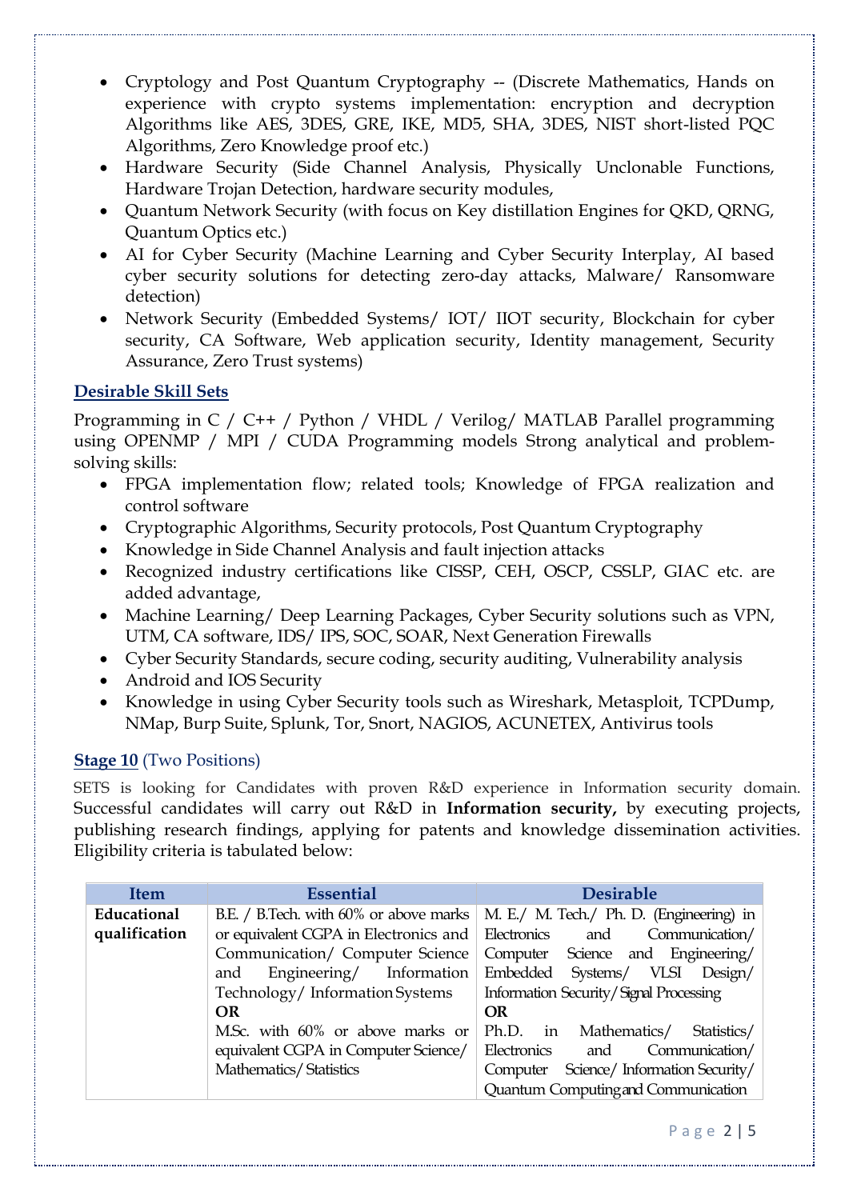- Cryptology and Post Quantum Cryptography -- (Discrete Mathematics, Hands on experience with crypto systems implementation: encryption and decryption Algorithms like AES, 3DES, GRE, IKE, MD5, SHA, 3DES, NIST short-listed PQC Algorithms, Zero Knowledge proof etc.)
- Hardware Security (Side Channel Analysis, Physically Unclonable Functions, Hardware Trojan Detection, hardware security modules,
- Quantum Network Security (with focus on Key distillation Engines for QKD, QRNG, Quantum Optics etc.)
- AI for Cyber Security (Machine Learning and Cyber Security Interplay, AI based cyber security solutions for detecting zero-day attacks, Malware/ Ransomware detection)
- Network Security (Embedded Systems/ IOT/ IIOT security, Blockchain for cyber security, CA Software, Web application security, Identity management, Security Assurance, Zero Trust systems)

## Desirable Skill Sets

Programming in C / C++ / Python / VHDL / Verilog/ MATLAB Parallel programming using OPENMP / MPI / CUDA Programming models Strong analytical and problem-solving skills:

- FPGA implementation flow; related tools; Knowledge of FPGA realization and control software
- Cryptographic Algorithms, Security protocols, Post Quantum Cryptography
- Knowledge in Side Channel Analysis and fault injection attacks
- Recognized industry certifications like CISSP, CEH, OSCP, CSSLP, GIAC etc. are added advantage,
- Machine Learning/ Deep Learning Packages, Cyber Security solutions such as VPN, UTM, CA software, IDS/ IPS, SOC, SOAR, Next Generation Firewalls
- Cyber Security Standards, secure coding, security auditing, Vulnerability analysis
- Android and IOS Security
- Knowledge in using Cyber Security tools such as Wireshark, Metasploit, TCPDump, NMap, Burp Suite, Splunk, Tor, Snort, NAGIOS, ACUNETEX, Antivirus tools

## Stage 10 (Two Positions)

SETS is looking for Candidates with proven R&D experience in Information security domain. Successful candidates will carry out R&D in **Information security,** by executing projects, publishing research findings, applying for patents and knowledge dissemination activities. Eligibility criteria is tabulated below:

| Item | Essential | Desirable |
|---|---|---|
| **Educational qualification** | B.E. / B.Tech. with 60% or above marks or equivalent CGPA in Electronics and Communication/ Computer Science and Engineering/ Information Technology/ Information Systems<br>**OR**<br>M.Sc. with 60% or above marks or equivalent CGPA in Computer Science/ Mathematics/ Statistics | M. E./ M. Tech./ Ph. D. (Engineering) in Electronics and Communication/ Computer Science and Engineering/ Embedded Systems/ VLSI Design/ Information Security/ Signal Processing<br>**OR**<br>Ph.D. in Mathematics/ Statistics/ Electronics and Communication/ Computer Science/ Information Security/ Quantum Computing and Communication |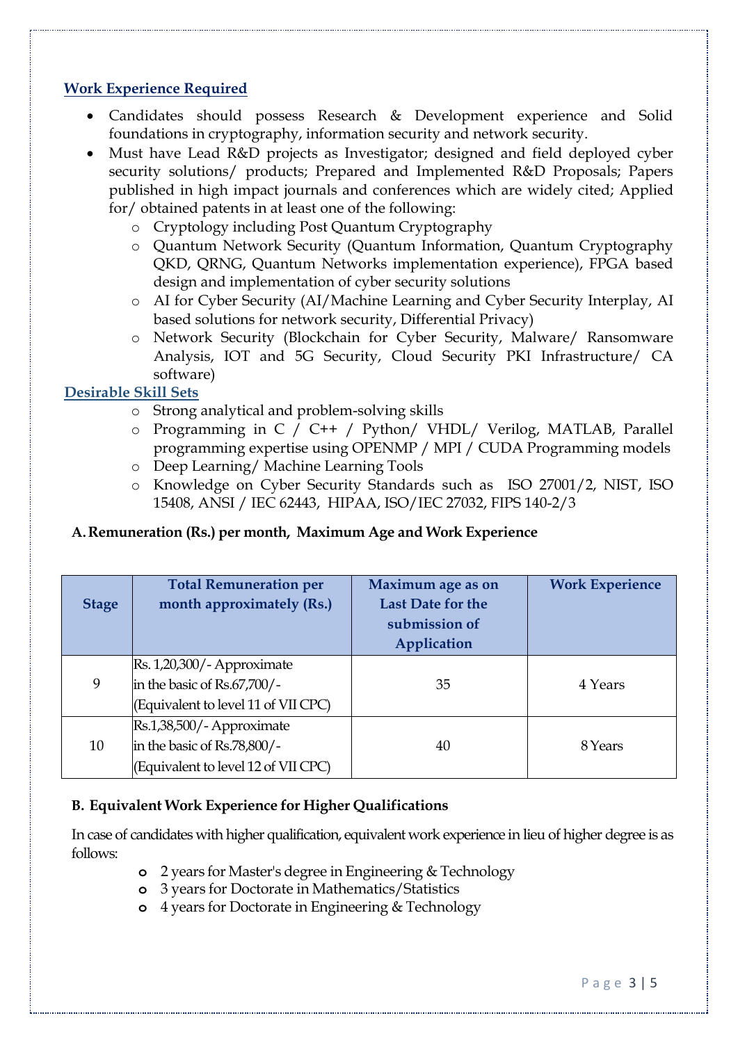## Work Experience Required

- Candidates should possess Research & Development experience and Solid foundations in cryptography, information security and network security.
- Must have Lead R&D projects as Investigator; designed and field deployed cyber security solutions/ products; Prepared and Implemented R&D Proposals; Papers published in high impact journals and conferences which are widely cited; Applied for/ obtained patents in at least one of the following:
  - Cryptology including Post Quantum Cryptography
  - Quantum Network Security (Quantum Information, Quantum Cryptography QKD, QRNG, Quantum Networks implementation experience), FPGA based design and implementation of cyber security solutions
  - AI for Cyber Security (AI/Machine Learning and Cyber Security Interplay, AI based solutions for network security, Differential Privacy)
  - Network Security (Blockchain for Cyber Security, Malware/ Ransomware Analysis, IOT and 5G Security, Cloud Security PKI Infrastructure/ CA software)

## Desirable Skill Sets

- Strong analytical and problem-solving skills
- Programming in C / C++ / Python/ VHDL/ Verilog, MATLAB, Parallel programming expertise using OPENMP / MPI / CUDA Programming models
- Deep Learning/ Machine Learning Tools
- Knowledge on Cyber Security Standards such as ISO 27001/2, NIST, ISO 15408, ANSI / IEC 62443, HIPAA, ISO/IEC 27032, FIPS 140-2/3

### A. Remuneration (Rs.) per month, Maximum Age and Work Experience

| Stage | Total Remuneration per month approximately (Rs.) | Maximum age as on Last Date for the submission of Application | Work Experience |
|---|---|---|---|
| 9 | Rs. 1,20,300/- Approximate in the basic of Rs.67,700/- (Equivalent to level 11 of VII CPC) | 35 | 4 Years |
| 10 | Rs.1,38,500/- Approximate in the basic of Rs.78,800/- (Equivalent to level 12 of VII CPC) | 40 | 8 Years |

### B. Equivalent Work Experience for Higher Qualifications

In case of candidates with higher qualification, equivalent work experience in lieu of higher degree is as follows:

- 2 years for Master's degree in Engineering & Technology
- 3 years for Doctorate in Mathematics/Statistics
- 4 years for Doctorate in Engineering & Technology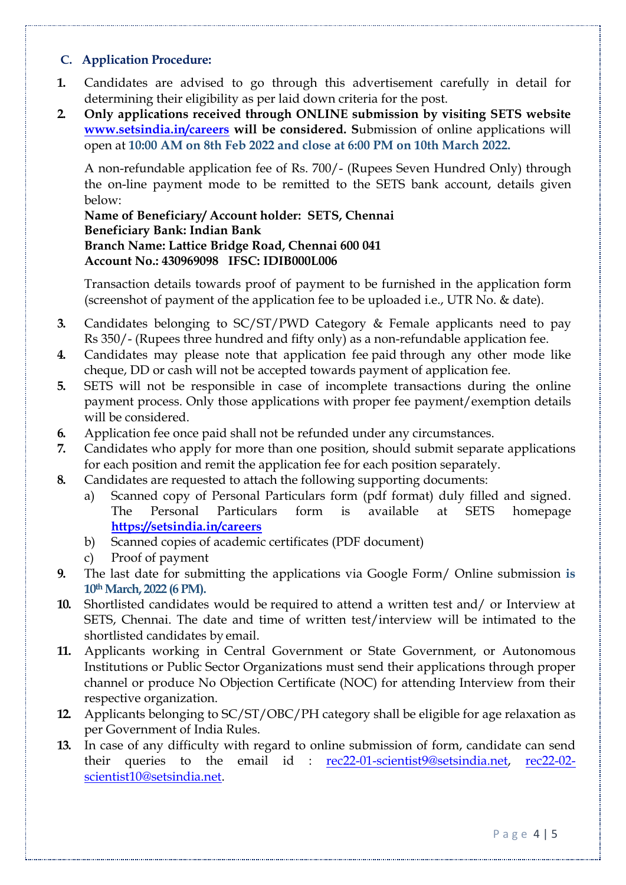## C. Application Procedure:

1. Candidates are advised to go through this advertisement carefully in detail for determining their eligibility as per laid down criteria for the post.
2. **Only applications received through ONLINE submission by visiting SETS website [www.setsindia.in/careers](www.setsindia.in/careers) will be considered. S**ubmission of online applications will open at **10:00 AM on 8th Feb 2022 and close at 6:00 PM on 10th March 2022.**

   A non-refundable application fee of Rs. 700/- (Rupees Seven Hundred Only) through the on-line payment mode to be remitted to the SETS bank account, details given below:
   **Name of Beneficiary/ Account holder: SETS, Chennai**
   **Beneficiary Bank: Indian Bank**
   **Branch Name: Lattice Bridge Road, Chennai 600 041**
   **Account No.: 430969098 IFSC: IDIB000L006**

   Transaction details towards proof of payment to be furnished in the application form (screenshot of payment of the application fee to be uploaded i.e., UTR No. & date).

3. Candidates belonging to SC/ST/PWD Category & Female applicants need to pay Rs 350/- (Rupees three hundred and fifty only) as a non-refundable application fee.
4. Candidates may please note that application fee paid through any other mode like cheque, DD or cash will not be accepted towards payment of application fee.
5. SETS will not be responsible in case of incomplete transactions during the online payment process. Only those applications with proper fee payment/exemption details will be considered.
6. Application fee once paid shall not be refunded under any circumstances.
7. Candidates who apply for more than one position, should submit separate applications for each position and remit the application fee for each position separately.
8. Candidates are requested to attach the following supporting documents:
   a) Scanned copy of Personal Particulars form (pdf format) duly filled and signed. The Personal Particulars form is available at SETS homepage **[https://setsindia.in/careers](https://setsindia.in/careers)**
   b) Scanned copies of academic certificates (PDF document)
   c) Proof of payment
9. The last date for submitting the applications via Google Form/ Online submission **is 10th March, 2022 (6 PM).**
10. Shortlisted candidates would be required to attend a written test and/ or Interview at SETS, Chennai. The date and time of written test/interview will be intimated to the shortlisted candidates by email.
11. Applicants working in Central Government or State Government, or Autonomous Institutions or Public Sector Organizations must send their applications through proper channel or produce No Objection Certificate (NOC) for attending Interview from their respective organization.
12. Applicants belonging to SC/ST/OBC/PH category shall be eligible for age relaxation as per Government of India Rules.
13. In case of any difficulty with regard to online submission of form, candidate can send their queries to the email id : rec22-01-scientist9@setsindia.net, rec22-02-scientist10@setsindia.net.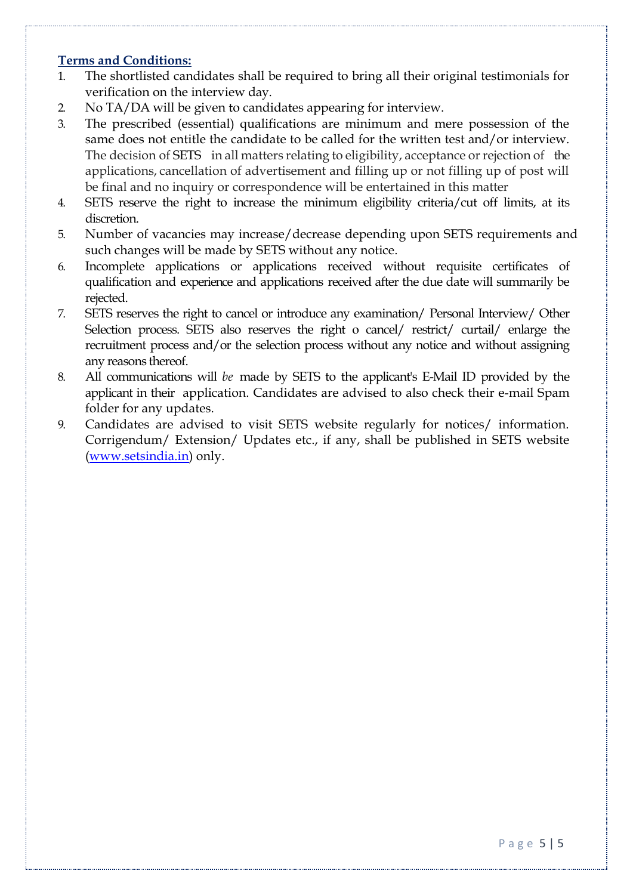**Terms and Conditions:**

1. The shortlisted candidates shall be required to bring all their original testimonials for verification on the interview day.
2. No TA/DA will be given to candidates appearing for interview.
3. The prescribed (essential) qualifications are minimum and mere possession of the same does not entitle the candidate to be called for the written test and/or interview. The decision of SETS in all matters relating to eligibility, acceptance or rejection of the applications, cancellation of advertisement and filling up or not filling up of post will be final and no inquiry or correspondence will be entertained in this matter
4. SETS reserve the right to increase the minimum eligibility criteria/cut off limits, at its discretion.
5. Number of vacancies may increase/decrease depending upon SETS requirements and such changes will be made by SETS without any notice.
6. Incomplete applications or applications received without requisite certificates of qualification and experience and applications received after the due date will summarily be rejected.
7. SETS reserves the right to cancel or introduce any examination/ Personal Interview/ Other Selection process. SETS also reserves the right o cancel/ restrict/ curtail/ enlarge the recruitment process and/or the selection process without any notice and without assigning any reasons thereof.
8. All communications will *be* made by SETS to the applicant's E-Mail ID provided by the applicant in their application. Candidates are advised to also check their e-mail Spam folder for any updates.
9. Candidates are advised to visit SETS website regularly for notices/ information. Corrigendum/ Extension/ Updates etc., if any, shall be published in SETS website ([www.setsindia.in](http://www.setsindia.in)) only.